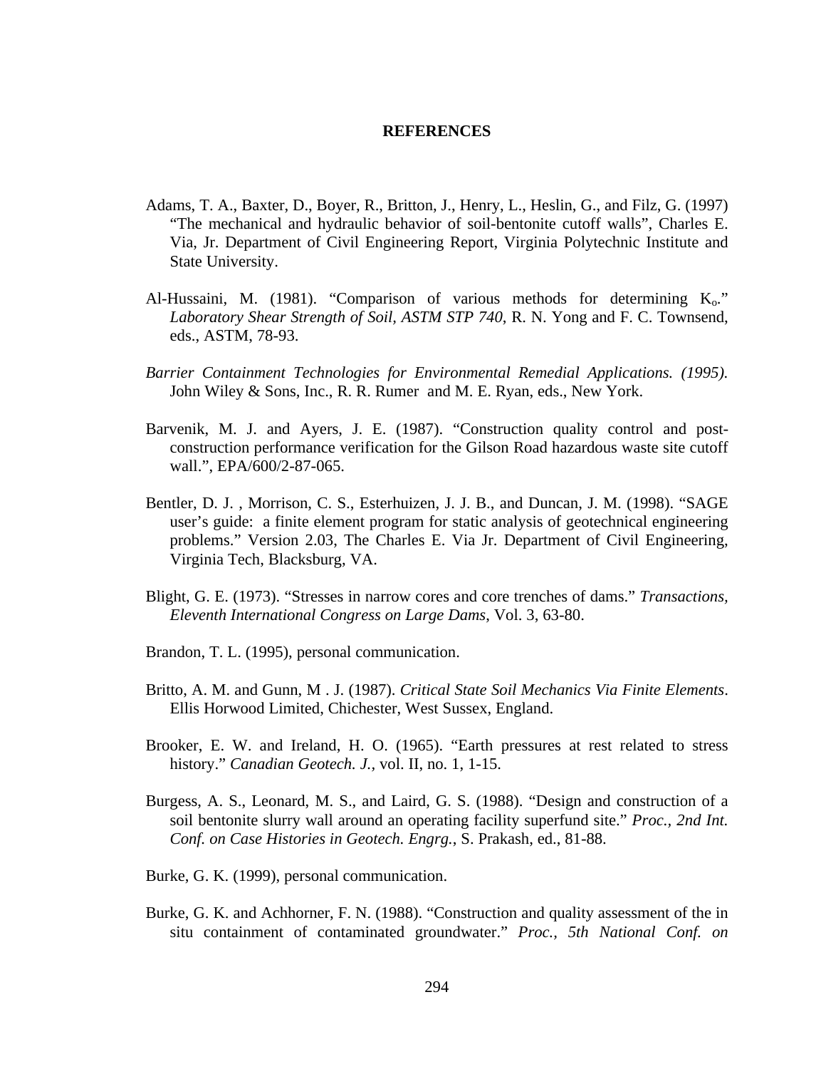# REFERENCES

Adams, T. A., Baxter, D., Boyer, R., Britton, J., Henry, L., Heslin, G., and Filz, G. (1997) "The mechanical and hydraulic behavior of soil-bentonite cutoff walls", Charles E. Via, Jr. Department of Civil Engineering Report, Virginia Polytechnic Institute and State University.

Al-Hussaini, M. (1981). "Comparison of various methods for determining $K_o$." *Laboratory Shear Strength of Soil, ASTM STP 740*, R. N. Yong and F. C. Townsend, eds., ASTM, 78-93.

*Barrier Containment Technologies for Environmental Remedial Applications. (1995).* John Wiley & Sons, Inc., R. R. Rumer and M. E. Ryan, eds., New York.

Barvenik, M. J. and Ayers, J. E. (1987). "Construction quality control and post-construction performance verification for the Gilson Road hazardous waste site cutoff wall.", EPA/600/2-87-065.

Bentler, D. J. , Morrison, C. S., Esterhuizen, J. J. B., and Duncan, J. M. (1998). "SAGE user's guide: a finite element program for static analysis of geotechnical engineering problems." Version 2.03, The Charles E. Via Jr. Department of Civil Engineering, Virginia Tech, Blacksburg, VA.

Blight, G. E. (1973). "Stresses in narrow cores and core trenches of dams." *Transactions, Eleventh International Congress on Large Dams*, Vol. 3, 63-80.

Brandon, T. L. (1995), personal communication.

Britto, A. M. and Gunn, M . J. (1987). *Critical State Soil Mechanics Via Finite Elements*. Ellis Horwood Limited, Chichester, West Sussex, England.

Brooker, E. W. and Ireland, H. O. (1965). "Earth pressures at rest related to stress history." *Canadian Geotech. J.*, vol. II, no. 1, 1-15.

Burgess, A. S., Leonard, M. S., and Laird, G. S. (1988). "Design and construction of a soil bentonite slurry wall around an operating facility superfund site." *Proc., 2nd Int. Conf. on Case Histories in Geotech. Engrg.*, S. Prakash, ed., 81-88.

Burke, G. K. (1999), personal communication.

Burke, G. K. and Achhorner, F. N. (1988). "Construction and quality assessment of the in situ containment of contaminated groundwater." *Proc., 5th National Conf. on*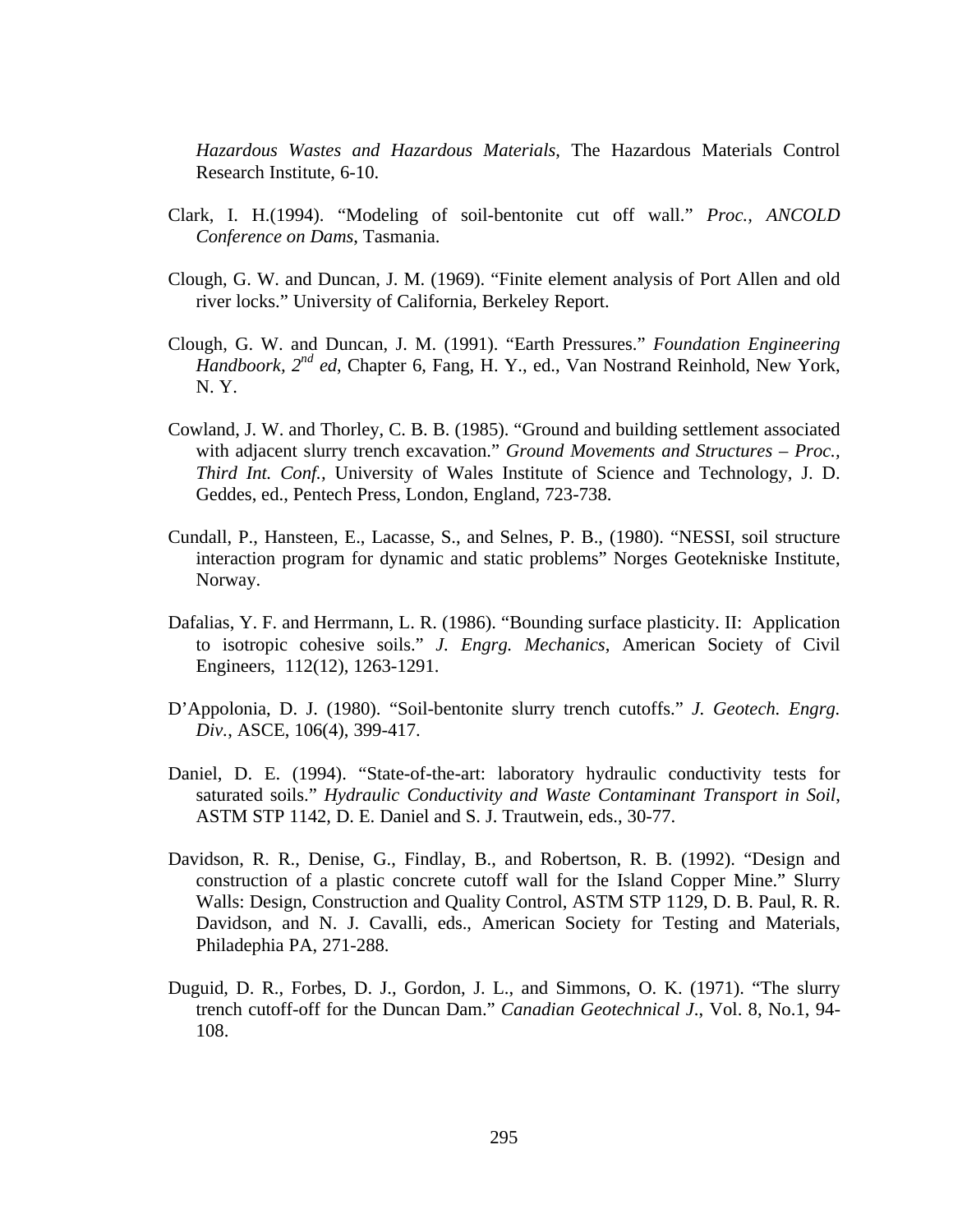*Hazardous Wastes and Hazardous Materials*, The Hazardous Materials Control Research Institute, 6-10.

Clark, I. H.(1994). "Modeling of soil-bentonite cut off wall." *Proc., ANCOLD Conference on Dams*, Tasmania.

Clough, G. W. and Duncan, J. M. (1969). "Finite element analysis of Port Allen and old river locks." University of California, Berkeley Report.

Clough, G. W. and Duncan, J. M. (1991). "Earth Pressures." *Foundation Engineering Handboork, 2nd ed*, Chapter 6, Fang, H. Y., ed., Van Nostrand Reinhold, New York, N. Y.

Cowland, J. W. and Thorley, C. B. B. (1985). "Ground and building settlement associated with adjacent slurry trench excavation." *Ground Movements and Structures – Proc., Third Int. Conf.,* University of Wales Institute of Science and Technology, J. D. Geddes, ed., Pentech Press, London, England, 723-738.

Cundall, P., Hansteen, E., Lacasse, S., and Selnes, P. B., (1980). "NESSI, soil structure interaction program for dynamic and static problems" Norges Geotekniske Institute, Norway.

Dafalias, Y. F. and Herrmann, L. R. (1986). "Bounding surface plasticity. II: Application to isotropic cohesive soils." *J. Engrg. Mechanics*, American Society of Civil Engineers, 112(12), 1263-1291.

D'Appolonia, D. J. (1980). "Soil-bentonite slurry trench cutoffs." *J. Geotech. Engrg. Div.*, ASCE, 106(4), 399-417.

Daniel, D. E. (1994). "State-of-the-art: laboratory hydraulic conductivity tests for saturated soils." *Hydraulic Conductivity and Waste Contaminant Transport in Soil*, ASTM STP 1142, D. E. Daniel and S. J. Trautwein, eds., 30-77.

Davidson, R. R., Denise, G., Findlay, B., and Robertson, R. B. (1992). "Design and construction of a plastic concrete cutoff wall for the Island Copper Mine." Slurry Walls: Design, Construction and Quality Control, ASTM STP 1129, D. B. Paul, R. R. Davidson, and N. J. Cavalli, eds., American Society for Testing and Materials, Philadephia PA, 271-288.

Duguid, D. R., Forbes, D. J., Gordon, J. L., and Simmons, O. K. (1971). "The slurry trench cutoff-off for the Duncan Dam." *Canadian Geotechnical J.*, Vol. 8, No.1, 94-108.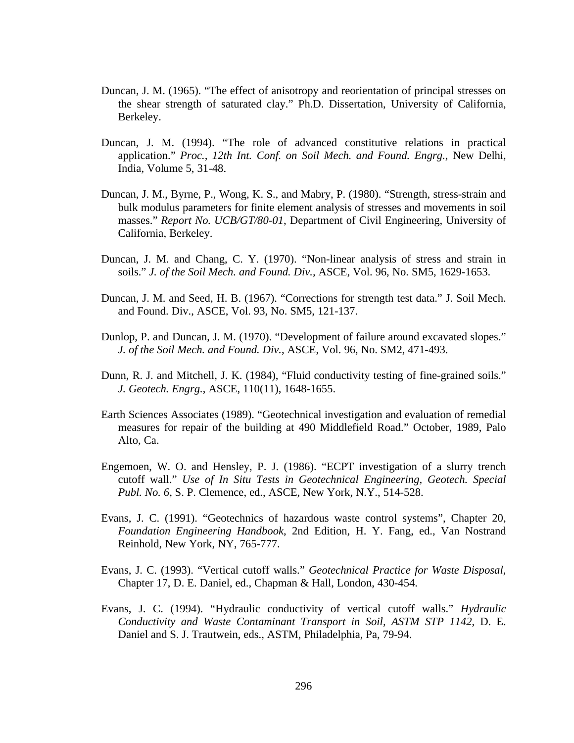Duncan, J. M. (1965). “The effect of anisotropy and reorientation of principal stresses on the shear strength of saturated clay.” Ph.D. Dissertation, University of California, Berkeley.

Duncan, J. M. (1994). “The role of advanced constitutive relations in practical application.” *Proc., 12th Int. Conf. on Soil Mech. and Found. Engrg.*, New Delhi, India, Volume 5, 31-48.

Duncan, J. M., Byrne, P., Wong, K. S., and Mabry, P. (1980). “Strength, stress-strain and bulk modulus parameters for finite element analysis of stresses and movements in soil masses.” *Report No. UCB/GT/80-01*, Department of Civil Engineering, University of California, Berkeley.

Duncan, J. M. and Chang, C. Y. (1970). “Non-linear analysis of stress and strain in soils.” *J. of the Soil Mech. and Found. Div.,* ASCE, Vol. 96, No. SM5, 1629-1653.

Duncan, J. M. and Seed, H. B. (1967). “Corrections for strength test data.” J. Soil Mech. and Found. Div., ASCE, Vol. 93, No. SM5, 121-137.

Dunlop, P. and Duncan, J. M. (1970). “Development of failure around excavated slopes.” *J. of the Soil Mech. and Found. Div.*, ASCE, Vol. 96, No. SM2, 471-493.

Dunn, R. J. and Mitchell, J. K. (1984), “Fluid conductivity testing of fine-grained soils.” *J. Geotech. Engrg.*, ASCE, 110(11), 1648-1655.

Earth Sciences Associates (1989). “Geotechnical investigation and evaluation of remedial measures for repair of the building at 490 Middlefield Road.” October, 1989, Palo Alto, Ca.

Engemoen, W. O. and Hensley, P. J. (1986). “ECPT investigation of a slurry trench cutoff wall.” *Use of In Situ Tests in Geotechnical Engineering, Geotech. Special Publ. No. 6*, S. P. Clemence, ed., ASCE, New York, N.Y., 514-528.

Evans, J. C. (1991). “Geotechnics of hazardous waste control systems”, Chapter 20, *Foundation Engineering Handbook*, 2nd Edition, H. Y. Fang, ed., Van Nostrand Reinhold, New York, NY, 765-777.

Evans, J. C. (1993). “Vertical cutoff walls.” *Geotechnical Practice for Waste Disposal*, Chapter 17, D. E. Daniel, ed., Chapman & Hall, London, 430-454.

Evans, J. C. (1994). “Hydraulic conductivity of vertical cutoff walls.” *Hydraulic Conductivity and Waste Contaminant Transport in Soil, ASTM STP 1142*, D. E. Daniel and S. J. Trautwein, eds., ASTM, Philadelphia, Pa, 79-94.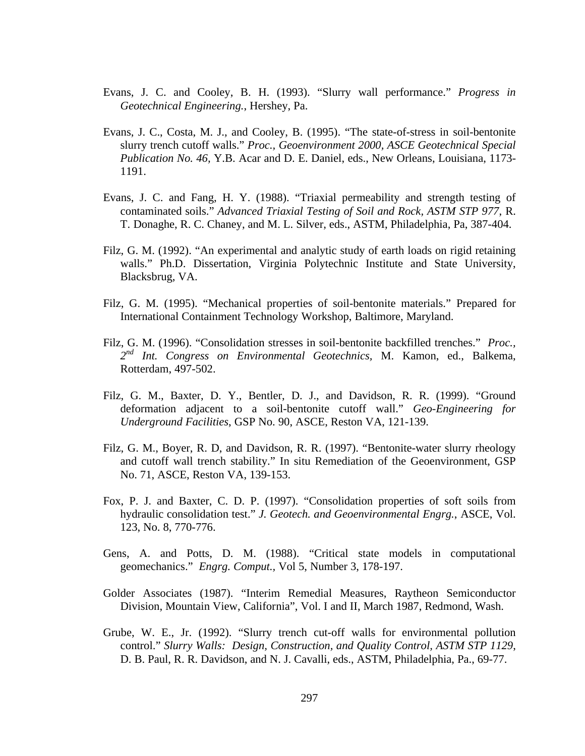Evans, J. C. and Cooley, B. H. (1993). “Slurry wall performance.” *Progress in Geotechnical Engineering.*, Hershey, Pa.

Evans, J. C., Costa, M. J., and Cooley, B. (1995). “The state-of-stress in soil-bentonite slurry trench cutoff walls.” *Proc., Geoenvironment 2000, ASCE Geotechnical Special Publication No. 46,* Y.B. Acar and D. E. Daniel, eds., New Orleans, Louisiana, 1173-1191.

Evans, J. C. and Fang, H. Y. (1988). “Triaxial permeability and strength testing of contaminated soils.” *Advanced Triaxial Testing of Soil and Rock, ASTM STP 977*, R. T. Donaghe, R. C. Chaney, and M. L. Silver, eds., ASTM, Philadelphia, Pa, 387-404.

Filz, G. M. (1992). “An experimental and analytic study of earth loads on rigid retaining walls.” Ph.D. Dissertation, Virginia Polytechnic Institute and State University, Blacksbrug, VA.

Filz, G. M. (1995). “Mechanical properties of soil-bentonite materials.” Prepared for International Containment Technology Workshop, Baltimore, Maryland.

Filz, G. M. (1996). “Consolidation stresses in soil-bentonite backfilled trenches.” *Proc., 2nd Int. Congress on Environmental Geotechnics,* M. Kamon, ed., Balkema, Rotterdam, 497-502.

Filz, G. M., Baxter, D. Y., Bentler, D. J., and Davidson, R. R. (1999). “Ground deformation adjacent to a soil-bentonite cutoff wall.” *Geo-Engineering for Underground Facilities*, GSP No. 90, ASCE, Reston VA, 121-139.

Filz, G. M., Boyer, R. D, and Davidson, R. R. (1997). “Bentonite-water slurry rheology and cutoff wall trench stability.” In situ Remediation of the Geoenvironment, GSP No. 71, ASCE, Reston VA, 139-153.

Fox, P. J. and Baxter, C. D. P. (1997). “Consolidation properties of soft soils from hydraulic consolidation test.” *J. Geotech. and Geoenvironmental Engrg.*, ASCE, Vol. 123, No. 8, 770-776.

Gens, A. and Potts, D. M. (1988). “Critical state models in computational geomechanics.” *Engrg. Comput.,* Vol 5, Number 3, 178-197.

Golder Associates (1987). “Interim Remedial Measures, Raytheon Semiconductor Division, Mountain View, California”, Vol. I and II, March 1987, Redmond, Wash.

Grube, W. E., Jr. (1992). “Slurry trench cut-off walls for environmental pollution control.” *Slurry Walls: Design, Construction, and Quality Control, ASTM STP 1129,* D. B. Paul, R. R. Davidson, and N. J. Cavalli, eds., ASTM, Philadelphia, Pa., 69-77.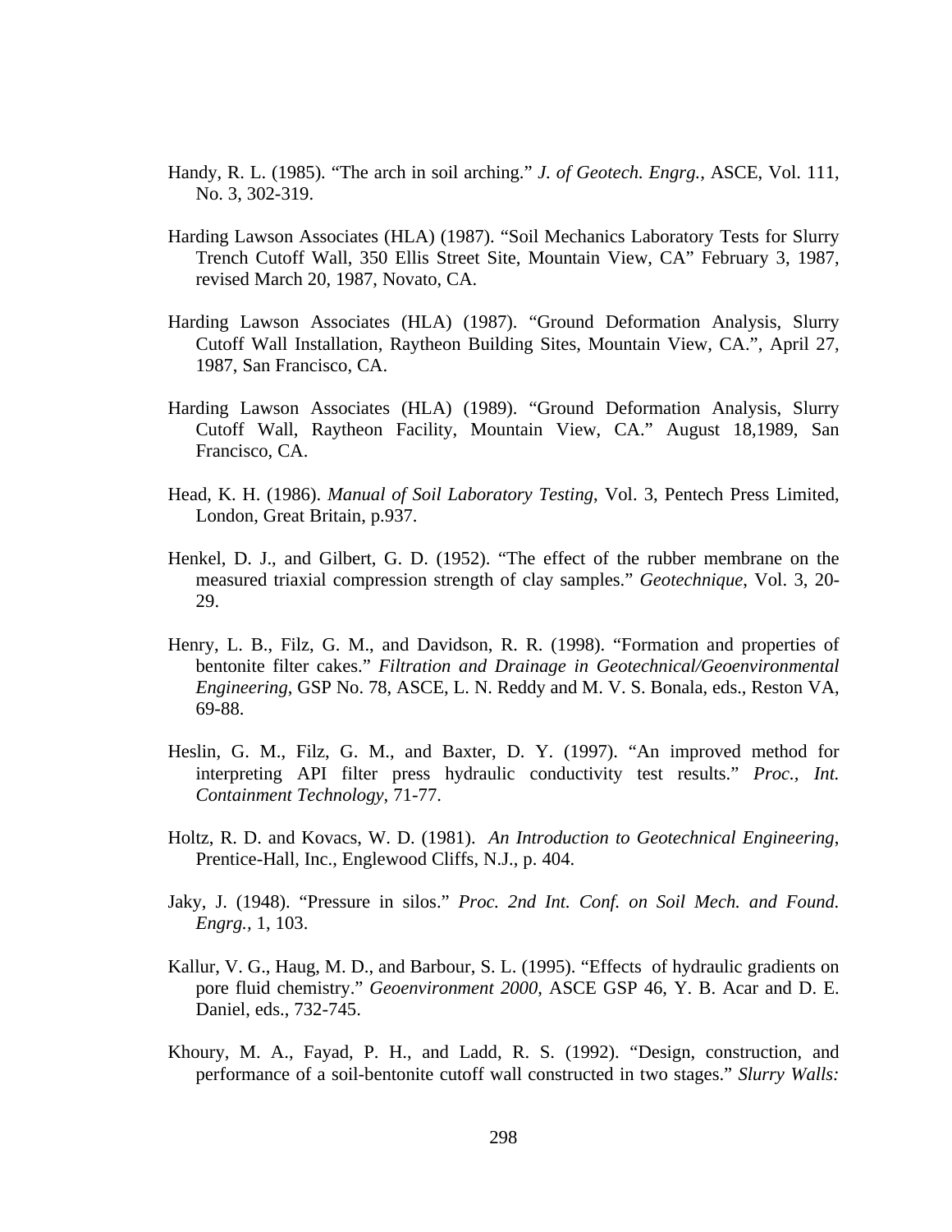Handy, R. L. (1985). “The arch in soil arching.” *J. of Geotech. Engrg.*, ASCE, Vol. 111, No. 3, 302-319.

Harding Lawson Associates (HLA) (1987). “Soil Mechanics Laboratory Tests for Slurry Trench Cutoff Wall, 350 Ellis Street Site, Mountain View, CA” February 3, 1987, revised March 20, 1987, Novato, CA.

Harding Lawson Associates (HLA) (1987). “Ground Deformation Analysis, Slurry Cutoff Wall Installation, Raytheon Building Sites, Mountain View, CA.”, April 27, 1987, San Francisco, CA.

Harding Lawson Associates (HLA) (1989). “Ground Deformation Analysis, Slurry Cutoff Wall, Raytheon Facility, Mountain View, CA.” August 18,1989, San Francisco, CA.

Head, K. H. (1986). *Manual of Soil Laboratory Testing*, Vol. 3, Pentech Press Limited, London, Great Britain, p.937.

Henkel, D. J., and Gilbert, G. D. (1952). “The effect of the rubber membrane on the measured triaxial compression strength of clay samples.” *Geotechnique*, Vol. 3, 20-29.

Henry, L. B., Filz, G. M., and Davidson, R. R. (1998). “Formation and properties of bentonite filter cakes.” *Filtration and Drainage in Geotechnical/Geoenvironmental Engineering*, GSP No. 78, ASCE, L. N. Reddy and M. V. S. Bonala, eds., Reston VA, 69-88.

Heslin, G. M., Filz, G. M., and Baxter, D. Y. (1997). “An improved method for interpreting API filter press hydraulic conductivity test results.” *Proc., Int. Containment Technology*, 71-77.

Holtz, R. D. and Kovacs, W. D. (1981). *An Introduction to Geotechnical Engineering*, Prentice-Hall, Inc., Englewood Cliffs, N.J., p. 404.

Jaky, J. (1948). “Pressure in silos.” *Proc. 2nd Int. Conf. on Soil Mech. and Found. Engrg.*, 1, 103.

Kallur, V. G., Haug, M. D., and Barbour, S. L. (1995). “Effects of hydraulic gradients on pore fluid chemistry.” *Geoenvironment 2000*, ASCE GSP 46, Y. B. Acar and D. E. Daniel, eds., 732-745.

Khoury, M. A., Fayad, P. H., and Ladd, R. S. (1992). “Design, construction, and performance of a soil-bentonite cutoff wall constructed in two stages.” *Slurry Walls:*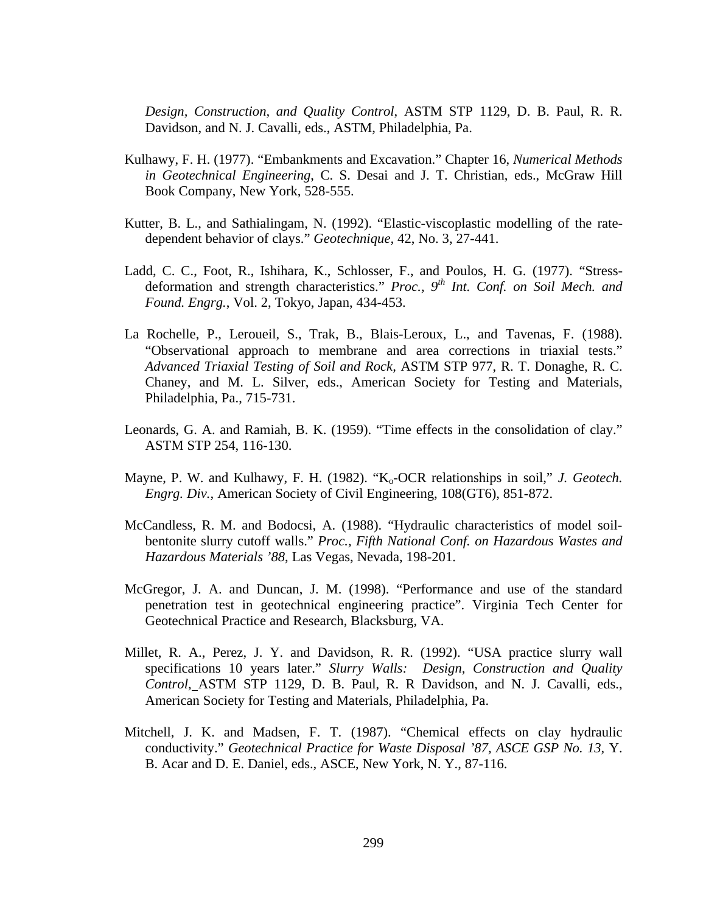*Design, Construction, and Quality Control*, ASTM STP 1129, D. B. Paul, R. R. Davidson, and N. J. Cavalli, eds., ASTM, Philadelphia, Pa.

Kulhawy, F. H. (1977). "Embankments and Excavation." Chapter 16, *Numerical Methods in Geotechnical Engineering*, C. S. Desai and J. T. Christian, eds., McGraw Hill Book Company, New York, 528-555.

Kutter, B. L., and Sathialingam, N. (1992). "Elastic-viscoplastic modelling of the rate-dependent behavior of clays." *Geotechnique*, 42, No. 3, 27-441.

Ladd, C. C., Foot, R., Ishihara, K., Schlosser, F., and Poulos, H. G. (1977). "Stress-deformation and strength characteristics." *Proc., 9th Int. Conf. on Soil Mech. and Found. Engrg.*, Vol. 2, Tokyo, Japan, 434-453.

La Rochelle, P., Leroueil, S., Trak, B., Blais-Leroux, L., and Tavenas, F. (1988). "Observational approach to membrane and area corrections in triaxial tests." *Advanced Triaxial Testing of Soil and Rock*, ASTM STP 977, R. T. Donaghe, R. C. Chaney, and M. L. Silver, eds., American Society for Testing and Materials, Philadelphia, Pa., 715-731.

Leonards, G. A. and Ramiah, B. K. (1959). "Time effects in the consolidation of clay." ASTM STP 254, 116-130.

Mayne, P. W. and Kulhawy, F. H. (1982). "$K_o$-OCR relationships in soil," *J. Geotech. Engrg. Div.*, American Society of Civil Engineering, 108(GT6), 851-872.

McCandless, R. M. and Bodocsi, A. (1988). "Hydraulic characteristics of model soil-bentonite slurry cutoff walls." *Proc., Fifth National Conf. on Hazardous Wastes and Hazardous Materials '88*, Las Vegas, Nevada, 198-201.

McGregor, J. A. and Duncan, J. M. (1998). "Performance and use of the standard penetration test in geotechnical engineering practice". Virginia Tech Center for Geotechnical Practice and Research, Blacksburg, VA.

Millet, R. A., Perez, J. Y. and Davidson, R. R. (1992). "USA practice slurry wall specifications 10 years later." *Slurry Walls: Design, Construction and Quality Control*, ASTM STP 1129, D. B. Paul, R. R Davidson, and N. J. Cavalli, eds., American Society for Testing and Materials, Philadelphia, Pa.

Mitchell, J. K. and Madsen, F. T. (1987). "Chemical effects on clay hydraulic conductivity." *Geotechnical Practice for Waste Disposal '87, ASCE GSP No. 13*, Y. B. Acar and D. E. Daniel, eds., ASCE, New York, N. Y., 87-116.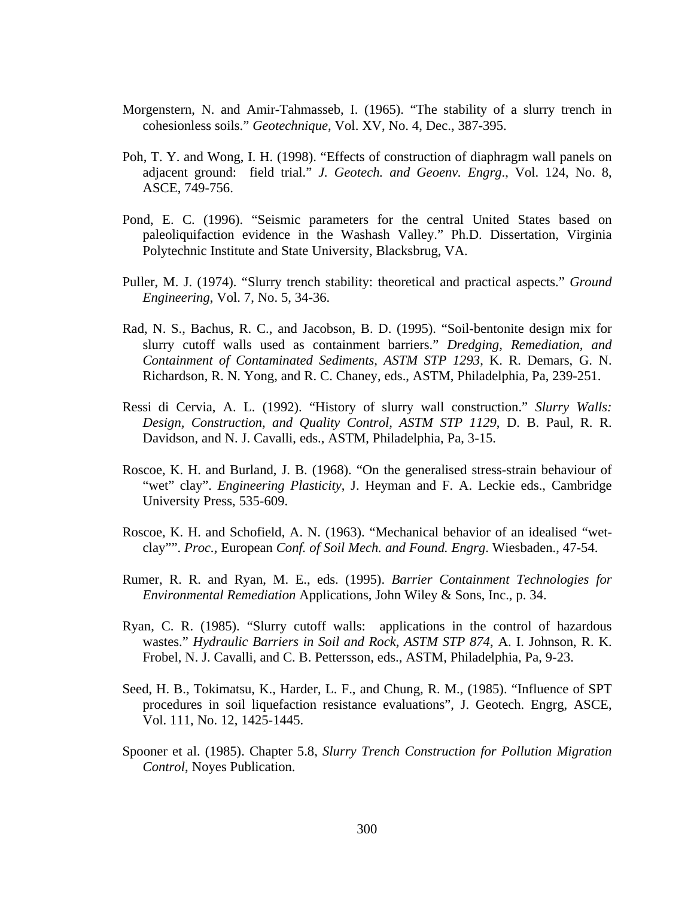Morgenstern, N. and Amir-Tahmasseb, I. (1965). “The stability of a slurry trench in cohesionless soils.” *Geotechnique*, Vol. XV, No. 4, Dec., 387-395.

Poh, T. Y. and Wong, I. H. (1998). “Effects of construction of diaphragm wall panels on adjacent ground: field trial.” *J. Geotech. and Geoenv. Engrg*., Vol. 124, No. 8, ASCE, 749-756.

Pond, E. C. (1996). “Seismic parameters for the central United States based on paleoliquifaction evidence in the Washash Valley.” Ph.D. Dissertation, Virginia Polytechnic Institute and State University, Blacksbrug, VA.

Puller, M. J. (1974). “Slurry trench stability: theoretical and practical aspects.” *Ground Engineering*, Vol. 7, No. 5, 34-36.

Rad, N. S., Bachus, R. C., and Jacobson, B. D. (1995). “Soil-bentonite design mix for slurry cutoff walls used as containment barriers.” *Dredging, Remediation, and Containment of Contaminated Sediments, ASTM STP 1293*, K. R. Demars, G. N. Richardson, R. N. Yong, and R. C. Chaney, eds., ASTM, Philadelphia, Pa, 239-251.

Ressi di Cervia, A. L. (1992). “History of slurry wall construction.” *Slurry Walls: Design, Construction, and Quality Control, ASTM STP 1129*, D. B. Paul, R. R. Davidson, and N. J. Cavalli, eds., ASTM, Philadelphia, Pa, 3-15.

Roscoe, K. H. and Burland, J. B. (1968). “On the generalised stress-strain behaviour of “wet” clay”. *Engineering Plasticity*, J. Heyman and F. A. Leckie eds., Cambridge University Press, 535-609.

Roscoe, K. H. and Schofield, A. N. (1963). “Mechanical behavior of an idealised “wet-clay””. *Proc.,* European *Conf. of Soil Mech. and Found. Engrg*. Wiesbaden., 47-54.

Rumer, R. R. and Ryan, M. E., eds. (1995). *Barrier Containment Technologies for Environmental Remediation* Applications, John Wiley & Sons, Inc., p. 34.

Ryan, C. R. (1985). “Slurry cutoff walls: applications in the control of hazardous wastes.” *Hydraulic Barriers in Soil and Rock, ASTM STP 874*, A. I. Johnson, R. K. Frobel, N. J. Cavalli, and C. B. Pettersson, eds., ASTM, Philadelphia, Pa, 9-23.

Seed, H. B., Tokimatsu, K., Harder, L. F., and Chung, R. M., (1985). “Influence of SPT procedures in soil liquefaction resistance evaluations”, J. Geotech. Engrg, ASCE, Vol. 111, No. 12, 1425-1445.

Spooner et al. (1985). Chapter 5.8, *Slurry Trench Construction for Pollution Migration Control*, Noyes Publication.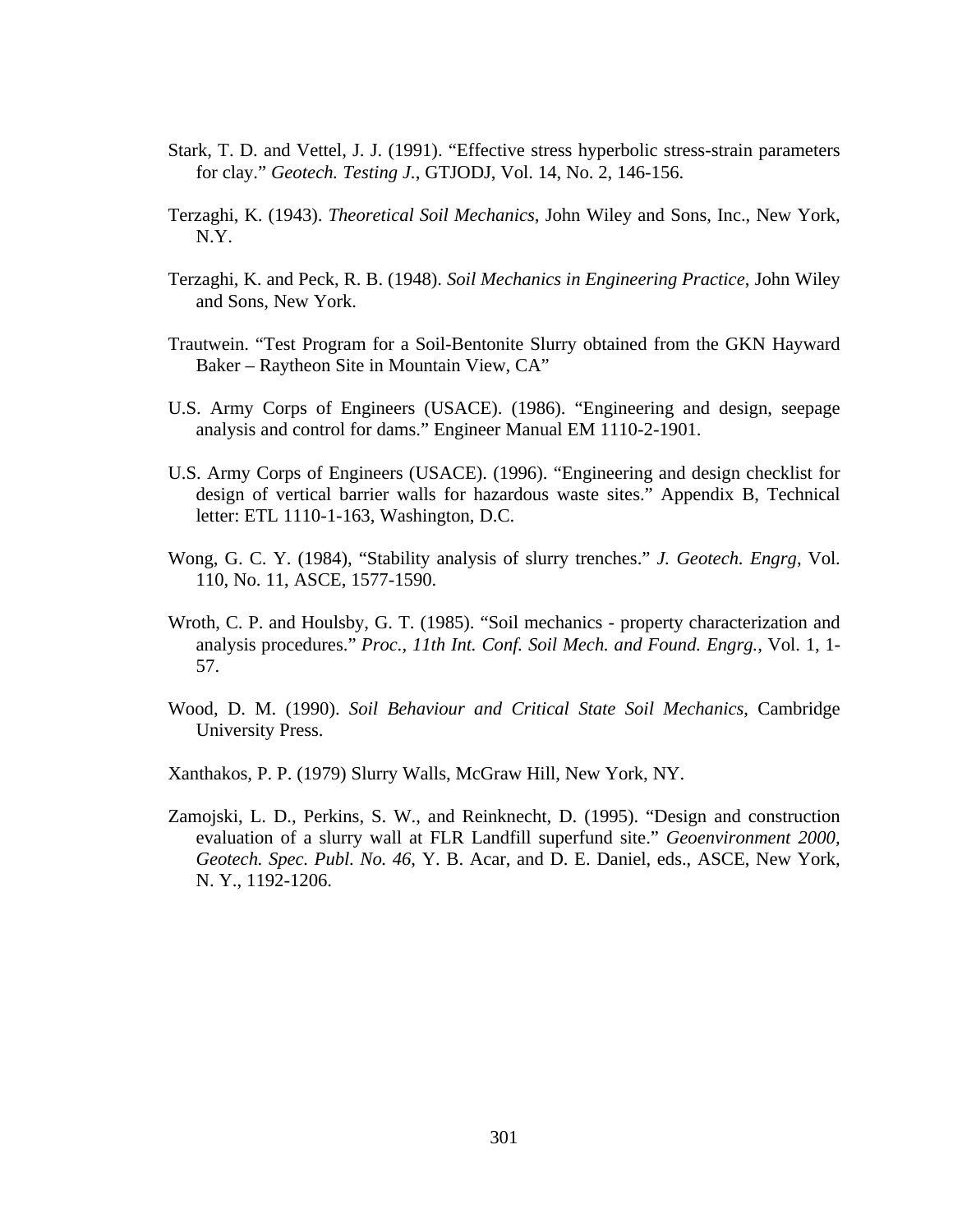Stark, T. D. and Vettel, J. J. (1991). "Effective stress hyperbolic stress-strain parameters for clay." *Geotech. Testing J.*, GTJODJ, Vol. 14, No. 2, 146-156.

Terzaghi, K. (1943). *Theoretical Soil Mechanics*, John Wiley and Sons, Inc., New York, N.Y.

Terzaghi, K. and Peck, R. B. (1948). *Soil Mechanics in Engineering Practice*, John Wiley and Sons, New York.

Trautwein. "Test Program for a Soil-Bentonite Slurry obtained from the GKN Hayward Baker – Raytheon Site in Mountain View, CA"

U.S. Army Corps of Engineers (USACE). (1986). "Engineering and design, seepage analysis and control for dams." Engineer Manual EM 1110-2-1901.

U.S. Army Corps of Engineers (USACE). (1996). "Engineering and design checklist for design of vertical barrier walls for hazardous waste sites." Appendix B, Technical letter: ETL 1110-1-163, Washington, D.C.

Wong, G. C. Y. (1984), "Stability analysis of slurry trenches." *J. Geotech. Engrg*, Vol. 110, No. 11, ASCE, 1577-1590.

Wroth, C. P. and Houlsby, G. T. (1985). "Soil mechanics - property characterization and analysis procedures." *Proc., 11th Int. Conf. Soil Mech. and Found. Engrg.*, Vol. 1, 1-57.

Wood, D. M. (1990). *Soil Behaviour and Critical State Soil Mechanics*, Cambridge University Press.

Xanthakos, P. P. (1979) Slurry Walls, McGraw Hill, New York, NY.

Zamojski, L. D., Perkins, S. W., and Reinknecht, D. (1995). "Design and construction evaluation of a slurry wall at FLR Landfill superfund site." *Geoenvironment 2000, Geotech. Spec. Publ. No. 46*, Y. B. Acar, and D. E. Daniel, eds., ASCE, New York, N. Y., 1192-1206.